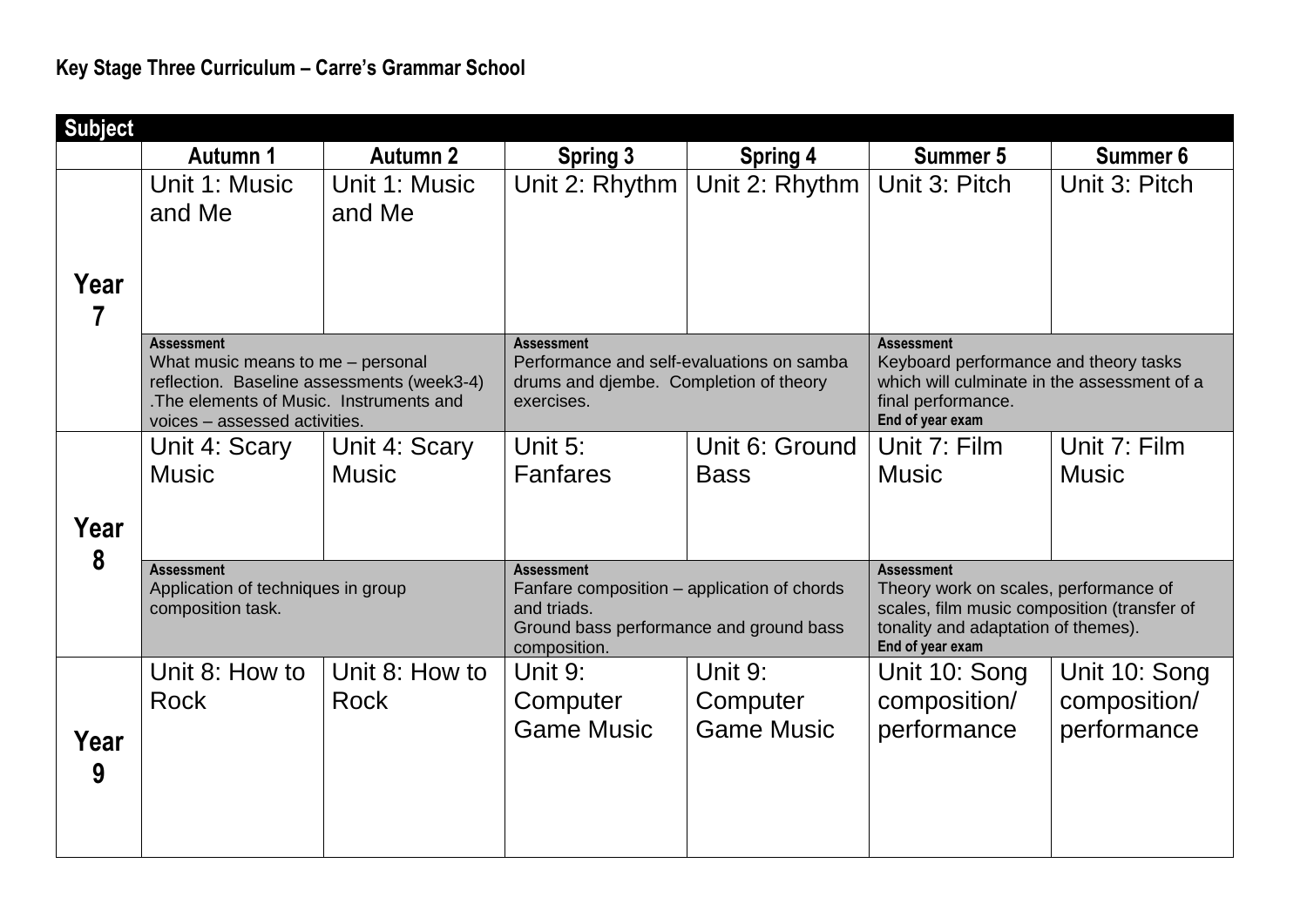**Key Stage Three Curriculum – Carre's Grammar School**

| Subject | | | | | | |
|---|---|---|---|---|---|---|
| | **Autumn 1** | **Autumn 2** | **Spring 3** | **Spring 4** | **Summer 5** | **Summer 6** |
| **Year 7** | Unit 1: Music and Me | Unit 1: Music and Me | Unit 2: Rhythm | Unit 2: Rhythm | Unit 3: Pitch | Unit 3: Pitch |
| | **Assessment** What music means to me – personal reflection. Baseline assessments (week3-4) .The elements of Music. Instruments and voices – assessed activities. | | **Assessment** Performance and self-evaluations on samba drums and djembe. Completion of theory exercises. | | **Assessment** Keyboard performance and theory tasks which will culminate in the assessment of a final performance. **End of year exam** | |
| **Year 8** | Unit 4: Scary Music | Unit 4: Scary Music | Unit 5: Fanfares | Unit 6: Ground Bass | Unit 7: Film Music | Unit 7: Film Music |
| | **Assessment** Application of techniques in group composition task. | | **Assessment** Fanfare composition – application of chords and triads. Ground bass performance and ground bass composition. | | **Assessment** Theory work on scales, performance of scales, film music composition (transfer of tonality and adaptation of themes). **End of year exam** | |
| **Year 9** | Unit 8: How to Rock | Unit 8: How to Rock | Unit 9: Computer Game Music | Unit 9: Computer Game Music | Unit 10: Song composition/ performance | Unit 10: Song composition/ performance |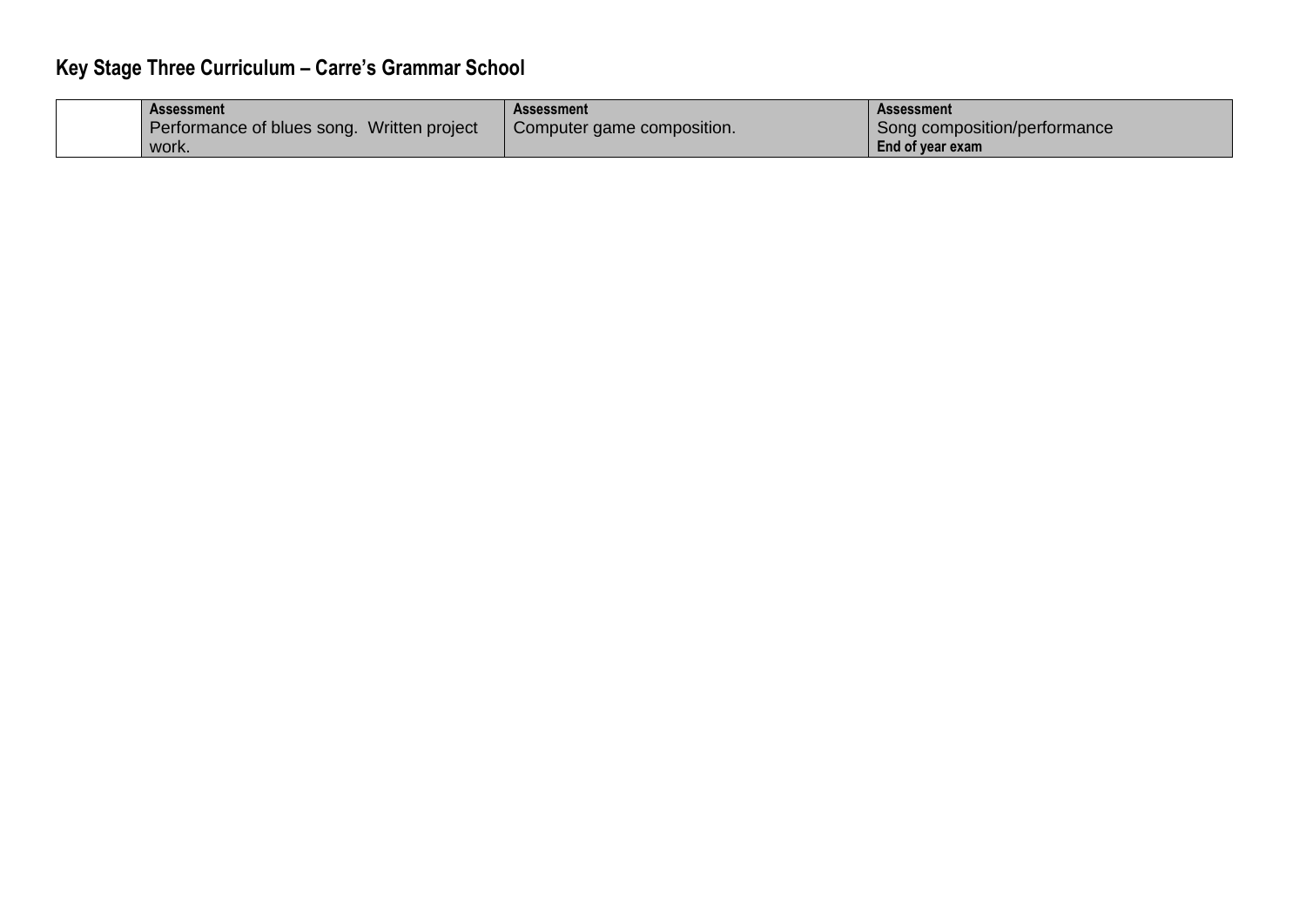**Key Stage Three Curriculum – Carre's Grammar School**

| | | | |
|---|---|---|---|
| | **Assessment**<br>Performance of blues song. Written project work. | **Assessment**<br>Computer game composition. | **Assessment**<br>Song composition/performance<br>**End of year exam** |